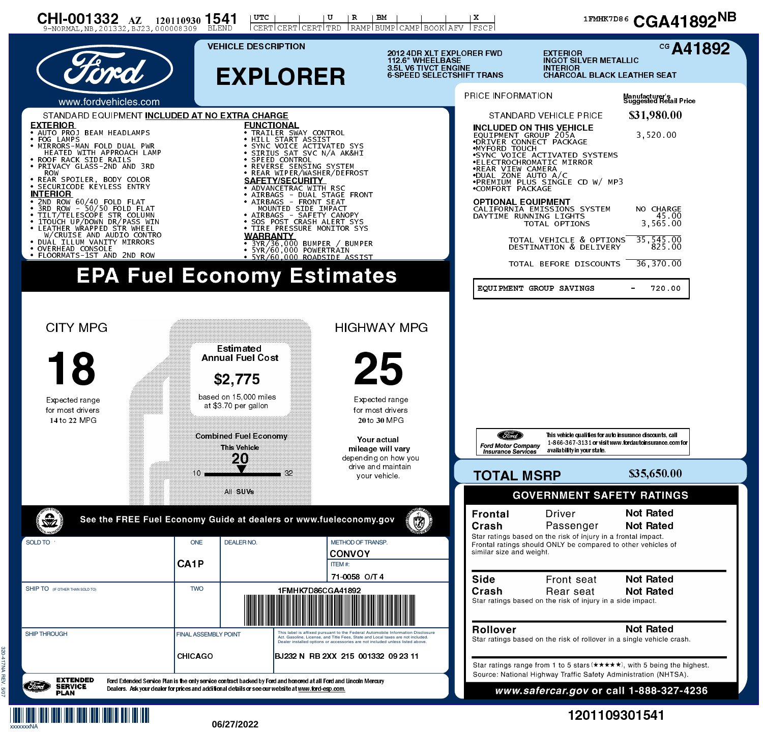CHI-001332 AZ 120110930 1541
9-NORMAL,NB,201332,BJ23,000008309 BLEND

| UTC | | | U | R | BM | | | | X |
|---|---|---|---|---|---|---|---|---|---|
| CERT | CERT | CERT | TRD | RAMP | BUMP | CAMP | BOOK | AFV | FSCP |

1FMHK7D86 CGA41892[NB]

www.fordvehicles.com

## VEHICLE DESCRIPTION

# EXPLORER

2012 4DR XLT EXPLORER FWD
112.6" WHEELBASE
3.5L V6 TIVCT ENGINE
6-SPEED SELECTSHIFT TRANS

EXTERIOR
INGOT SILVER METALLIC
INTERIOR
CHARCOAL BLACK LEATHER SEAT

CG A41892

## STANDARD EQUIPMENT INCLUDED AT NO EXTRA CHARGE

**EXTERIOR**
- AUTO PROJ BEAM HEADLAMPS
- FOG LAMPS
- MIRRORS-MAN FOLD DUAL PWR HEATED WITH APPROACH LAMP
- ROOF RACK SIDE RAILS
- PRIVACY GLASS-2ND AND 3RD ROW
- REAR SPOILER, BODY COLOR
- SECURICODE KEYLESS ENTRY

**INTERIOR**
- 2ND ROW 60/40 FOLD FLAT
- 3RD ROW - 50/50 FOLD FLAT
- TILT/TELESCOPE STR COLUMN
- 1TOUCH UP/DOWN DR/PASS WIN
- LEATHER WRAPPED STR WHEEL W/CRUISE AND AUDIO CONTRO
- DUAL ILLUM VANITY MIRRORS
- OVERHEAD CONSOLE
- FLOORMATS-1ST AND 2ND ROW

**FUNCTIONAL**
- TRAILER SWAY CONTROL
- HILL START ASSIST
- SYNC VOICE ACTIVATED SYS
- SIRIUS SAT SVC N/A AK&HI
- SPEED CONTROL
- REVERSE SENSING SYSTEM
- REAR WIPER/WASHER/DEFROST

**SAFETY/SECURITY**
- ADVANCETRAC WITH RSC
- AIRBAGS - DUAL STAGE FRONT
- AIRBAGS - FRONT SEAT MOUNTED SIDE IMPACT
- AIRBAGS - SAFETY CANOPY
- SOS POST CRASH ALERT SYS
- TIRE PRESSURE MONITOR SYS

**WARRANTY**
- 3YR/36,000 BUMPER / BUMPER
- 5YR/60,000 POWERTRAIN
- 5YR/60,000 ROADSIDE ASSIST

## PRICE INFORMATION

| | Manufacturer's Suggested Retail Price |
|---|---|
| STANDARD VEHICLE PRICE | $31,980.00 |
| **INCLUDED ON THIS VEHICLE** | |
| EQUIPMENT GROUP 205A | 3,520.00 |
| •DRIVER CONNECT PACKAGE | |
| •MYFORD TOUCH | |
| •SYNC VOICE ACTIVATED SYSTEMS | |
| •ELECTROCHROMATIC MIRROR | |
| •REAR VIEW CAMERA | |
| •DUAL ZONE AUTO A/C | |
| •PREMIUM PLUS SINGLE CD W/ MP3 | |
| •COMFORT PACKAGE | |
| **OPTIONAL EQUIPMENT** | |
| CALIFORNIA EMISSIONS SYSTEM | NO CHARGE |
| DAYTIME RUNNING LIGHTS | 45.00 |
| TOTAL OPTIONS | 3,565.00 |
| TOTAL VEHICLE & OPTIONS | 35,545.00 |
| DESTINATION & DELIVERY | 825.00 |
| TOTAL BEFORE DISCOUNTS | 36,370.00 |

| EQUIPMENT GROUP SAVINGS | - 720.00 |
|---|---|

Ford Motor Company Insurance Services — This vehicle qualifies for auto insurance discounts, call 1-866-367-3131 or visit www.fordautoinsurance.com for availability in your state.

## TOTAL MSRP $35,650.00

## EPA Fuel Economy Estimates

**CITY MPG**

**18**

Expected range for most drivers 14 to 22 MPG

**Estimated Annual Fuel Cost**

**$2,775**

based on 15,000 miles at $3.70 per gallon

**Combined Fuel Economy**
This Vehicle **20**
10 — 32
All SUVs

**HIGHWAY MPG**

**25**

Expected range for most drivers 20 to 30 MPG

Your actual mileage will vary depending on how you drive and maintain your vehicle.

See the FREE Fuel Economy Guide at dealers or www.fueleconomy.gov

## GOVERNMENT SAFETY RATINGS

| | | |
|---|---|---|
| **Frontal Crash** | Driver | Not Rated |
| | Passenger | Not Rated |

Star ratings based on the risk of injury in a frontal impact. Frontal ratings should ONLY be compared to other vehicles of similar size and weight.

| | | |
|---|---|---|
| **Side Crash** | Front seat | Not Rated |
| | Rear seat | Not Rated |

Star ratings based on the risk of injury in a side impact.

| | |
|---|---|
| **Rollover** | Not Rated |

Star ratings based on the risk of rollover in a single vehicle crash.

Star ratings range from 1 to 5 stars (★★★★★), with 5 being the highest.
Source: National Highway Traffic Safety Administration (NHTSA).

**www.safercar.gov or call 1-888-327-4236**

| SOLD TO | ONE | DEALER NO. | METHOD OF TRANSP. |
|---|---|---|---|
| | CA1P | | CONVOY |
| | | | ITEM #: 71-0058 O/T 4 |
| SHIP TO (IF OTHER THAN SOLD TO) | TWO | 1FMHK7D86CGA41892 | |
| SHIP THROUGH | FINAL ASSEMBLY POINT | | |
| | CHICAGO | BJ232 N RB 2XX 215 001332 09 23 11 | |

This label is affixed pursuant to the Federal Automobile Information Disclosure Act. Gasoline, License, and Title Fees, State and Local taxes are not included. Dealer installed options or accessories are not included unless listed above.

**EXTENDED SERVICE PLAN** — Ford Extended Service Plan is the only service contract backed by Ford and honored at all Ford and Lincoln Mercury Dealers. Ask your dealer for prices and additional details or see our website at www.ford-esp.com.

320-417NA REV. 5/07

xxxxxxxNA

06/27/2022

1201109301541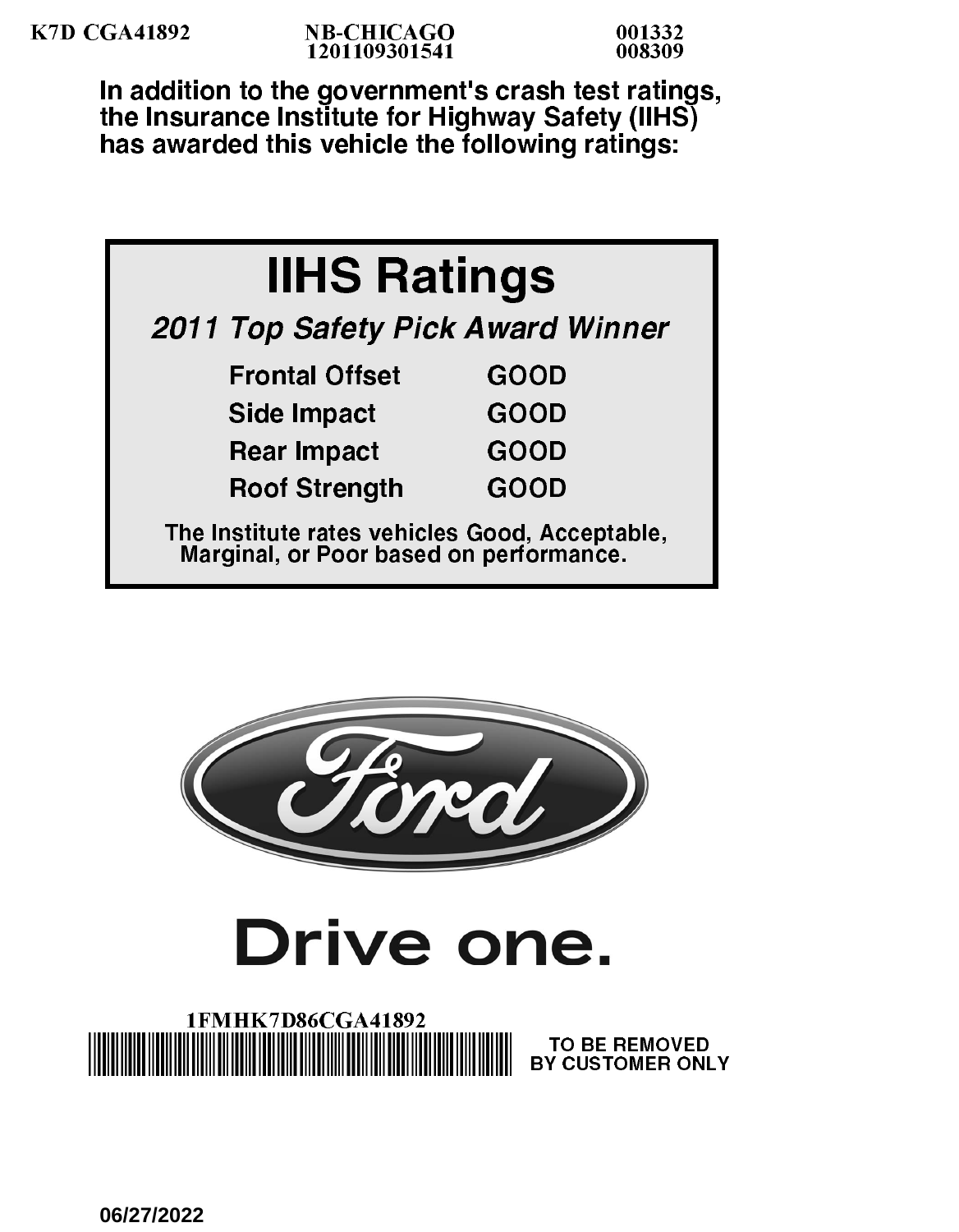K7D CGA41892 NB-CHICAGO 001332
1201109301541 008309

**In addition to the government's crash test ratings, the Insurance Institute for Highway Safety (IIHS) has awarded this vehicle the following ratings:**

# IIHS Ratings

***2011 Top Safety Pick Award Winner***

| | |
|---|---|
| Frontal Offset | GOOD |
| Side Impact | GOOD |
| Rear Impact | GOOD |
| Roof Strength | GOOD |

The Institute rates vehicles Good, Acceptable, Marginal, or Poor based on performance.

Ford

# Drive one.

1FMHK7D86CGA41892

TO BE REMOVED BY CUSTOMER ONLY

06/27/2022